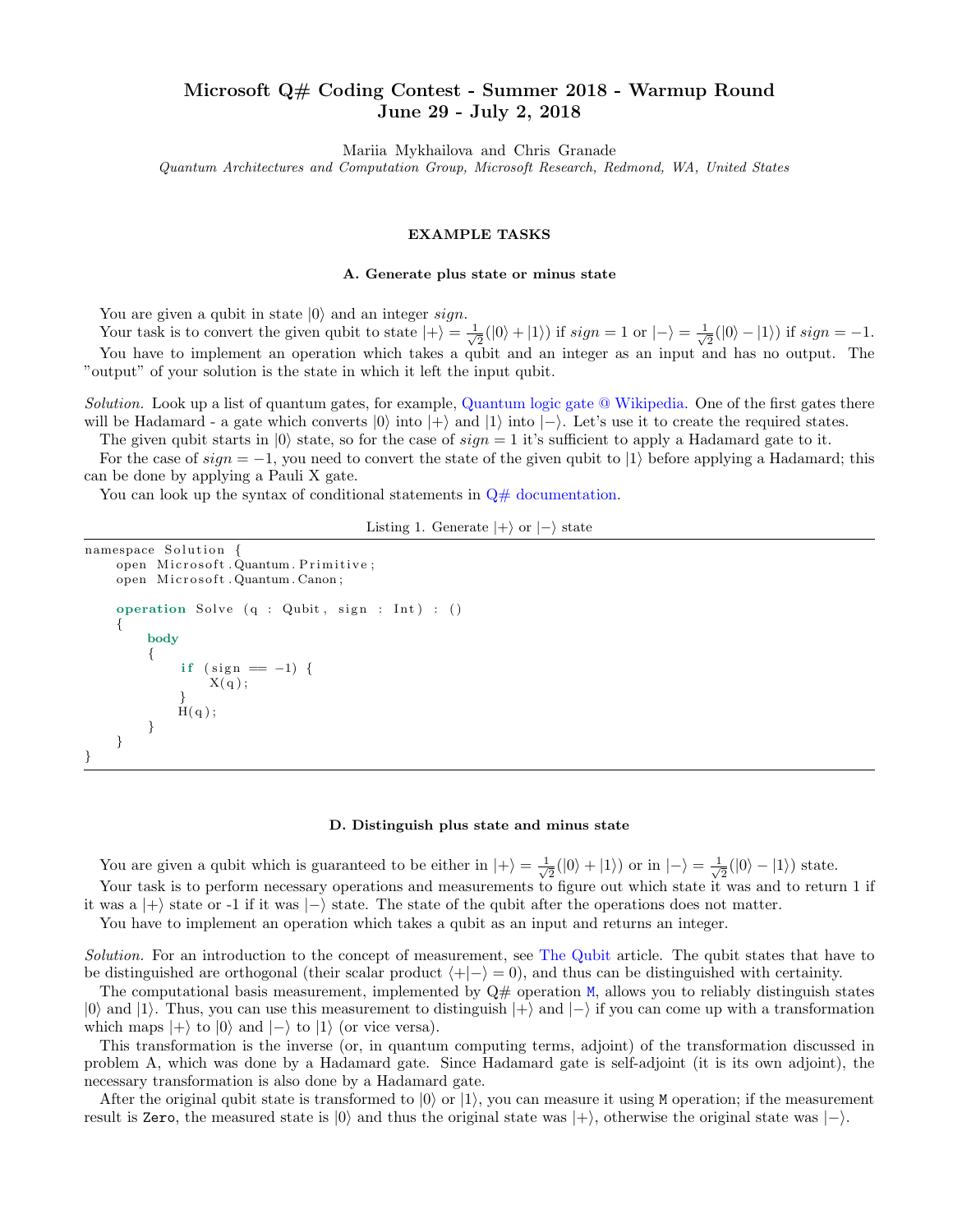# Microsoft Q# Coding Contest - Summer 2018 - Warmup Round
## June 29 - July 2, 2018

Mariia Mykhailova and Chris Granade
*Quantum Architectures and Computation Group, Microsoft Research, Redmond, WA, United States*

### EXAMPLE TASKS

#### A. Generate plus state or minus state

You are given a qubit in state $|0\rangle$ and an integer *sign*.

Your task is to convert the given qubit to state $|+\rangle = \frac{1}{\sqrt{2}}(|0\rangle + |1\rangle)$ if $sign = 1$ or $|-\rangle = \frac{1}{\sqrt{2}}(|0\rangle - |1\rangle)$ if $sign = -1$.

You have to implement an operation which takes a qubit and an integer as an input and has no output. The "output" of your solution is the state in which it left the input qubit.

*Solution.* Look up a list of quantum gates, for example, Quantum logic gate @ Wikipedia. One of the first gates there will be Hadamard - a gate which converts $|0\rangle$ into $|+\rangle$ and $|1\rangle$ into $|-\rangle$. Let's use it to create the required states.

The given qubit starts in $|0\rangle$ state, so for the case of $sign = 1$ it's sufficient to apply a Hadamard gate to it.

For the case of $sign = -1$, you need to convert the state of the given qubit to $|1\rangle$ before applying a Hadamard; this can be done by applying a Pauli X gate.

You can look up the syntax of conditional statements in Q# documentation.

Listing 1. Generate $|+\rangle$ or $|-\rangle$ state

```
namespace Solution {
    open Microsoft.Quantum.Primitive;
    open Microsoft.Quantum.Canon;

    operation Solve (q : Qubit, sign : Int) : ()
    {
        body
        {
            if (sign == -1) {
                X(q);
            }
            H(q);
        }
    }
}
```

#### D. Distinguish plus state and minus state

You are given a qubit which is guaranteed to be either in $|+\rangle = \frac{1}{\sqrt{2}}(|0\rangle + |1\rangle)$ or in $|-\rangle = \frac{1}{\sqrt{2}}(|0\rangle - |1\rangle)$ state.

Your task is to perform necessary operations and measurements to figure out which state it was and to return 1 if it was a $|+\rangle$ state or -1 if it was $|-\rangle$ state. The state of the qubit after the operations does not matter.

You have to implement an operation which takes a qubit as an input and returns an integer.

*Solution.* For an introduction to the concept of measurement, see The Qubit article. The qubit states that have to be distinguished are orthogonal (their scalar product $\langle +|-\rangle = 0$), and thus can be distinguished with certainty.

The computational basis measurement, implemented by Q# operation `M`, allows you to reliably distinguish states $|0\rangle$ and $|1\rangle$. Thus, you can use this measurement to distinguish $|+\rangle$ and $|-\rangle$ if you can come up with a transformation which maps $|+\rangle$ to $|0\rangle$ and $|-\rangle$ to $|1\rangle$ (or vice versa).

This transformation is the inverse (or, in quantum computing terms, adjoint) of the transformation discussed in problem A, which was done by a Hadamard gate. Since Hadamard gate is self-adjoint (it is its own adjoint), the necessary transformation is also done by a Hadamard gate.

After the original qubit state is transformed to $|0\rangle$ or $|1\rangle$, you can measure it using `M` operation; if the measurement result is `Zero`, the measured state is $|0\rangle$ and thus the original state was $|+\rangle$, otherwise the original state was $|-\rangle$.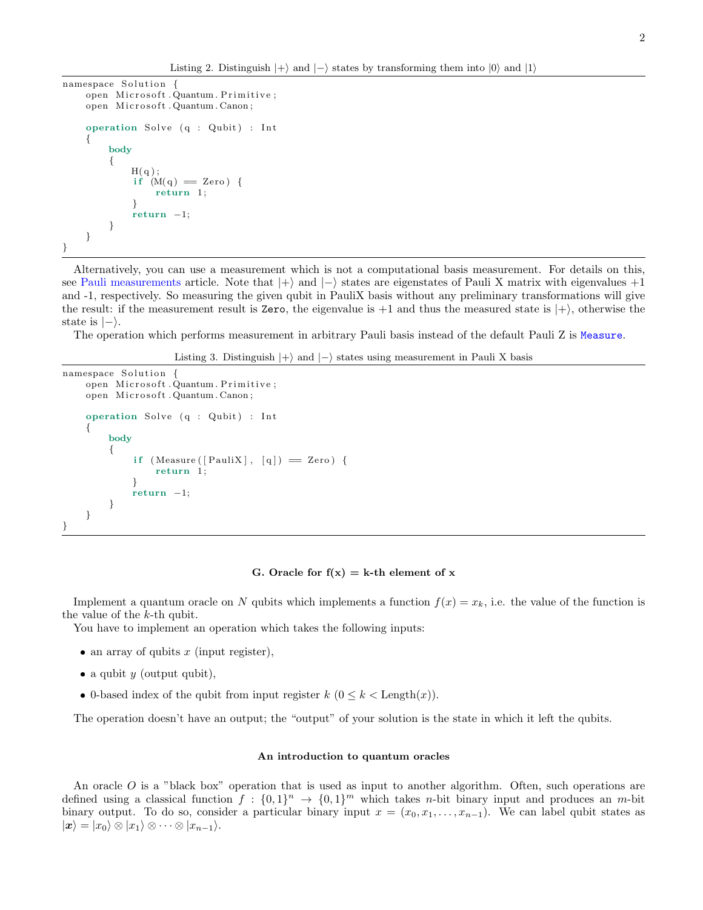Listing 2. Distinguish $|+\rangle$ and $|-\rangle$ states by transforming them into $|0\rangle$ and $|1\rangle$

```
namespace Solution {
    open Microsoft.Quantum.Primitive;
    open Microsoft.Quantum.Canon;

    operation Solve (q : Qubit) : Int
    {
        body
        {
            H(q);
            if (M(q) == Zero) {
                return 1;
            }
            return -1;
        }
    }
}
```

Alternatively, you can use a measurement which is not a computational basis measurement. For details on this, see Pauli measurements article. Note that $|+\rangle$ and $|-\rangle$ states are eigenstates of Pauli X matrix with eigenvalues +1 and -1, respectively. So measuring the given qubit in PauliX basis without any preliminary transformations will give the result: if the measurement result is `Zero`, the eigenvalue is +1 and thus the measured state is $|+\rangle$, otherwise the state is $|-\rangle$.

The operation which performs measurement in arbitrary Pauli basis instead of the default Pauli Z is `Measure`.

Listing 3. Distinguish $|+\rangle$ and $|-\rangle$ states using measurement in Pauli X basis

```
namespace Solution {
    open Microsoft.Quantum.Primitive;
    open Microsoft.Quantum.Canon;

    operation Solve (q : Qubit) : Int
    {
        body
        {
            if (Measure([PauliX], [q]) == Zero) {
                return 1;
            }
            return -1;
        }
    }
}
```

### G. Oracle for f(x) = k-th element of x

Implement a quantum oracle on $N$ qubits which implements a function $f(x) = x_k$, i.e. the value of the function is the value of the $k$-th qubit.

You have to implement an operation which takes the following inputs:

- an array of qubits $x$ (input register),
- a qubit $y$ (output qubit),
- 0-based index of the qubit from input register $k$ ($0 \le k < \text{Length}(x)$).

The operation doesn't have an output; the "output" of your solution is the state in which it left the qubits.

### An introduction to quantum oracles

An oracle $O$ is a "black box" operation that is used as input to another algorithm. Often, such operations are defined using a classical function $f : \{0,1\}^n \to \{0,1\}^m$ which takes $n$-bit binary input and produces an $m$-bit binary output. To do so, consider a particular binary input $x = (x_0, x_1, \ldots, x_{n-1})$. We can label qubit states as $|\boldsymbol{x}\rangle = |x_0\rangle \otimes |x_1\rangle \otimes \cdots \otimes |x_{n-1}\rangle$.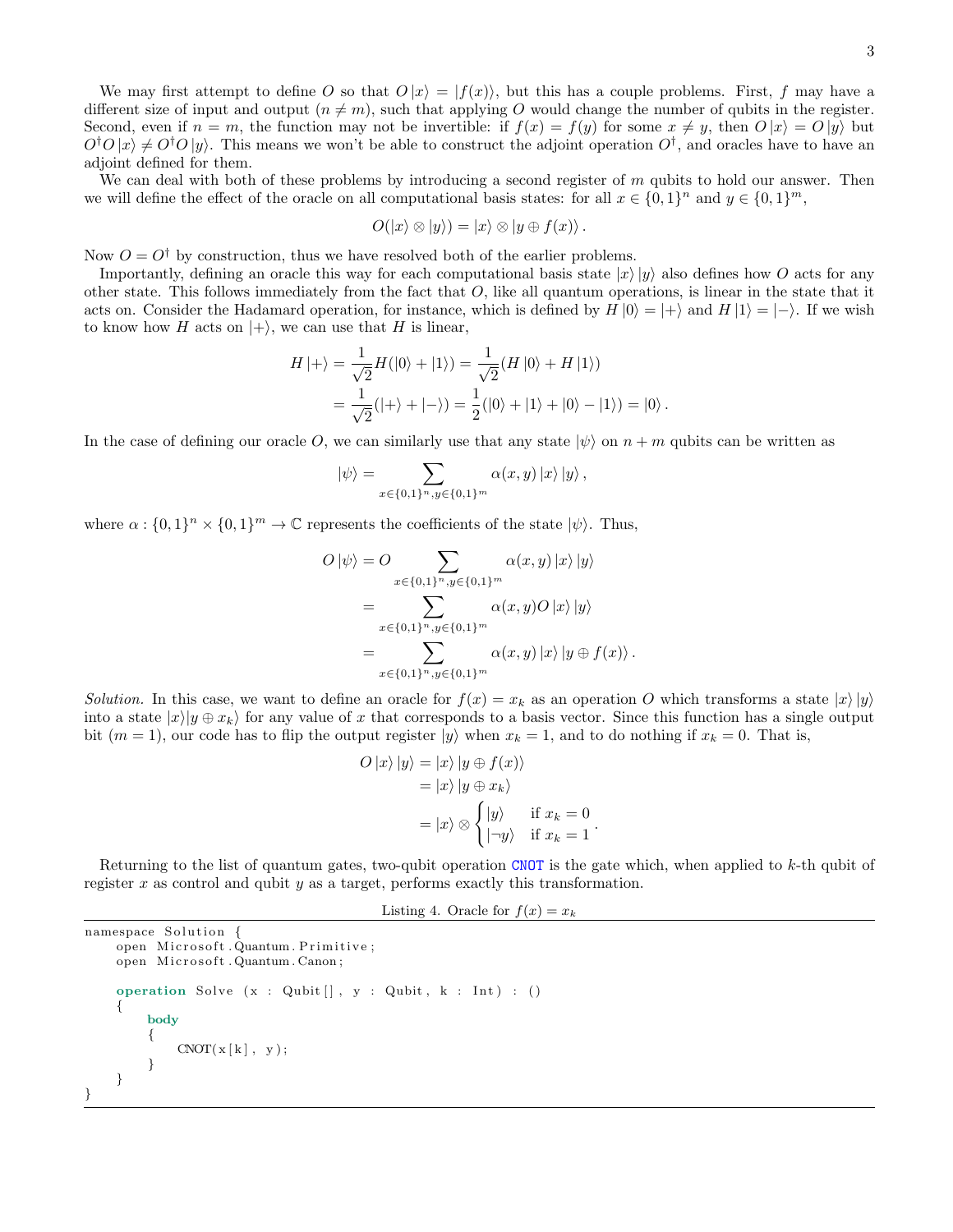We may first attempt to define $O$ so that $O|x\rangle = |f(x)\rangle$, but this has a couple problems. First, $f$ may have a different size of input and output ($n \neq m$), such that applying $O$ would change the number of qubits in the register. Second, even if $n = m$, the function may not be invertible: if $f(x) = f(y)$ for some $x \neq y$, then $O|x\rangle = O|y\rangle$ but $O^\dagger O|x\rangle \neq O^\dagger O|y\rangle$. This means we won't be able to construct the adjoint operation $O^\dagger$, and oracles have to have an adjoint defined for them.

We can deal with both of these problems by introducing a second register of $m$ qubits to hold our answer. Then we will define the effect of the oracle on all computational basis states: for all $x \in \{0,1\}^n$ and $y \in \{0,1\}^m$,

$$O(|x\rangle \otimes |y\rangle) = |x\rangle \otimes |y \oplus f(x)\rangle .$$

Now $O = O^\dagger$ by construction, thus we have resolved both of the earlier problems.

Importantly, defining an oracle this way for each computational basis state $|x\rangle|y\rangle$ also defines how $O$ acts for any other state. This follows immediately from the fact that $O$, like all quantum operations, is linear in the state that it acts on. Consider the Hadamard operation, for instance, which is defined by $H|0\rangle = |+\rangle$ and $H|1\rangle = |-\rangle$. If we wish to know how $H$ acts on $|+\rangle$, we can use that $H$ is linear,

$$\begin{aligned}
H|+\rangle &= \frac{1}{\sqrt{2}}H(|0\rangle + |1\rangle) = \frac{1}{\sqrt{2}}(H|0\rangle + H|1\rangle) \\
&= \frac{1}{\sqrt{2}}(|+\rangle + |-\rangle) = \frac{1}{2}(|0\rangle + |1\rangle + |0\rangle - |1\rangle) = |0\rangle .
\end{aligned}$$

In the case of defining our oracle $O$, we can similarly use that any state $|\psi\rangle$ on $n+m$ qubits can be written as

$$|\psi\rangle = \sum_{x\in\{0,1\}^n, y\in\{0,1\}^m} \alpha(x,y)\,|x\rangle\,|y\rangle ,$$

where $\alpha : \{0,1\}^n \times \{0,1\}^m \to \mathbb{C}$ represents the coefficients of the state $|\psi\rangle$. Thus,

$$\begin{aligned}
O|\psi\rangle &= O \sum_{x\in\{0,1\}^n, y\in\{0,1\}^m} \alpha(x,y)\,|x\rangle\,|y\rangle \\
&= \sum_{x\in\{0,1\}^n, y\in\{0,1\}^m} \alpha(x,y) O\,|x\rangle\,|y\rangle \\
&= \sum_{x\in\{0,1\}^n, y\in\{0,1\}^m} \alpha(x,y)\,|x\rangle\,|y \oplus f(x)\rangle .
\end{aligned}$$

*Solution.* In this case, we want to define an oracle for $f(x) = x_k$ as an operation $O$ which transforms a state $|x\rangle|y\rangle$ into a state $|x\rangle|y \oplus x_k\rangle$ for any value of $x$ that corresponds to a basis vector. Since this function has a single output bit ($m = 1$), our code has to flip the output register $|y\rangle$ when $x_k = 1$, and to do nothing if $x_k = 0$. That is,

$$\begin{aligned}
O|x\rangle|y\rangle &= |x\rangle|y \oplus f(x)\rangle \\
&= |x\rangle|y \oplus x_k\rangle \\
&= |x\rangle \otimes \begin{cases} |y\rangle & \text{if } x_k = 0 \\ |\neg y\rangle & \text{if } x_k = 1 \end{cases} .
\end{aligned}$$

Returning to the list of quantum gates, two-qubit operation CNOT is the gate which, when applied to $k$-th qubit of register $x$ as control and qubit $y$ as a target, performs exactly this transformation.

Listing 4. Oracle for $f(x) = x_k$

```
namespace Solution {
    open Microsoft.Quantum.Primitive;
    open Microsoft.Quantum.Canon;

    operation Solve (x : Qubit[], y : Qubit, k : Int) : ()
    {
        body
        {
            CNOT(x[k], y);
        }
    }
}
```